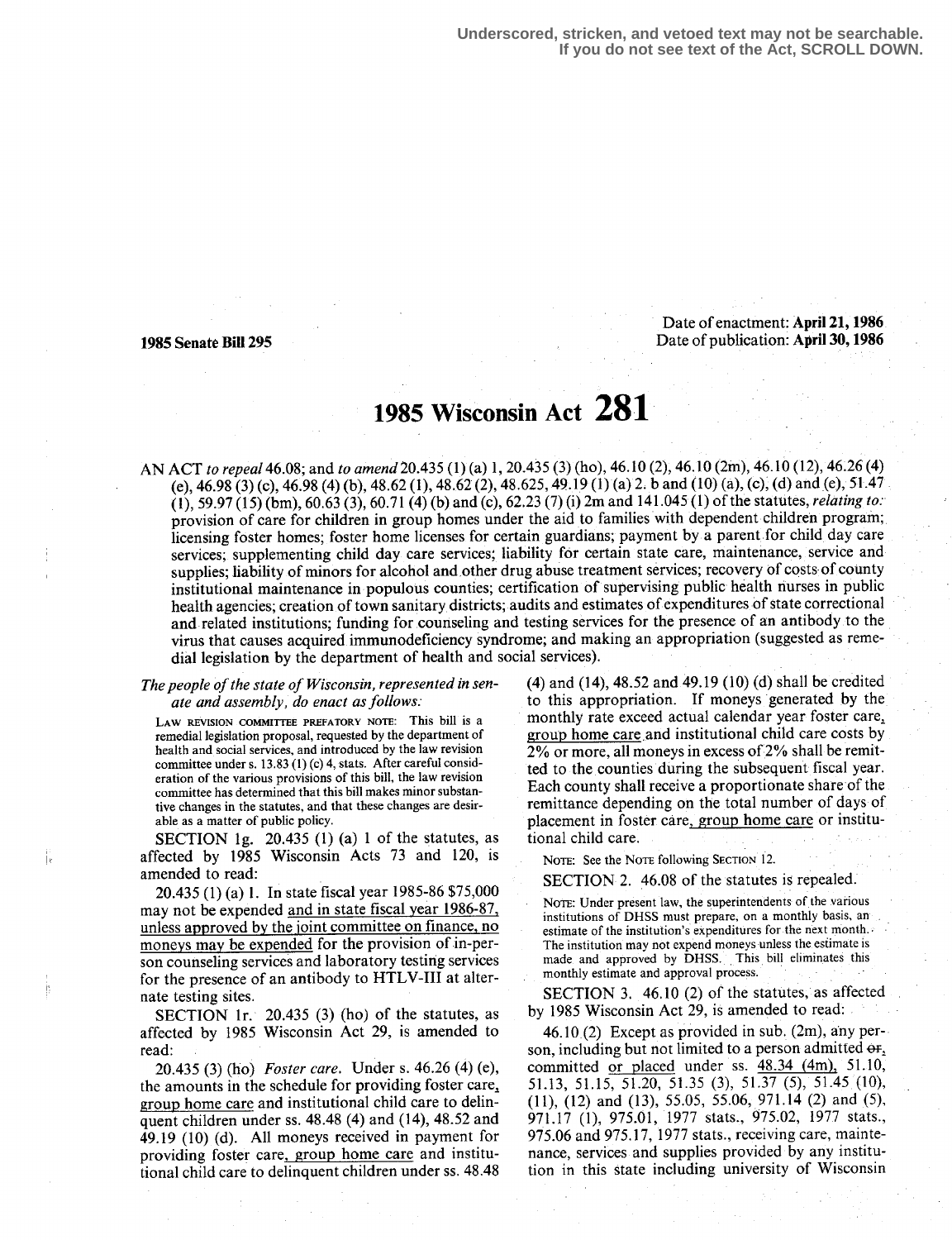Underscored, stricken, and vetoed text may not be searchable.
If you do not see text of the Act, SCROLL DOWN.

**1985 Senate Bill 295**

Date of enactment: **April 21, 1986**
Date of publication: **April 30, 1986**

# 1985 Wisconsin Act 281

AN ACT *to repeal* 46.08; and *to amend* 20.435 (1) (a) 1, 20.435 (3) (ho), 46.10 (2), 46.10 (2m), 46.10 (12), 46.26 (4) (e), 46.98 (3) (c), 46.98 (4) (b), 48.62 (1), 48.62 (2), 48.625, 49.19 (1) (a) 2. b and (10) (a), (c), (d) and (e), 51.47 (1), 59.97 (15) (bm), 60.63 (3), 60.71 (4) (b) and (c), 62.23 (7) (i) 2m and 141.045 (1) of the statutes, *relating to:* provision of care for children in group homes under the aid to families with dependent children program; licensing foster homes; foster home licenses for certain guardians; payment by a parent for child day care services; supplementing child day care services; liability for certain state care, maintenance, service and supplies; liability of minors for alcohol and other drug abuse treatment services; recovery of costs of county institutional maintenance in populous counties; certification of supervising public health nurses in public health agencies; creation of town sanitary districts; audits and estimates of expenditures of state correctional and related institutions; funding for counseling and testing services for the presence of an antibody to the virus that causes acquired immunodeficiency syndrome; and making an appropriation (suggested as remedial legislation by the department of health and social services).

*The people of the state of Wisconsin, represented in senate and assembly, do enact as follows:*

LAW REVISION COMMITTEE PREFATORY NOTE: This bill is a remedial legislation proposal, requested by the department of health and social services, and introduced by the law revision committee under s. 13.83 (1) (c) 4, stats. After careful consideration of the various provisions of this bill, the law revision committee has determined that this bill makes minor substantive changes in the statutes, and that these changes are desirable as a matter of public policy.

SECTION 1g. 20.435 (1) (a) 1 of the statutes, as affected by 1985 Wisconsin Acts 73 and 120, is amended to read:

20.435 (1) (a) 1. In state fiscal year 1985-86 $75,000 may not be expended <u>and in state fiscal year 1986-87, unless approved by the joint committee on finance, no moneys may be expended</u> for the provision of in-person counseling services and laboratory testing services for the presence of an antibody to HTLV-III at alternate testing sites.

SECTION 1r. 20.435 (3) (ho) of the statutes, as affected by 1985 Wisconsin Act 29, is amended to read:

20.435 (3) (ho) *Foster care.* Under s. 46.26 (4) (e), the amounts in the schedule for providing foster care<u>, group home care</u> and institutional child care to delinquent children under ss. 48.48 (4) and (14), 48.52 and 49.19 (10) (d). All moneys received in payment for providing foster care<u>, group home care</u> and institutional child care to delinquent children under ss. 48.48 (4) and (14), 48.52 and 49.19 (10) (d) shall be credited to this appropriation. If moneys generated by the monthly rate exceed actual calendar year foster care<u>, group home care</u> and institutional child care costs by 2% or more, all moneys in excess of 2% shall be remitted to the counties during the subsequent fiscal year. Each county shall receive a proportionate share of the remittance depending on the total number of days of placement in foster care<u>, group home care</u> or institutional child care.

NOTE: See the NOTE following SECTION 12.

SECTION 2. 46.08 of the statutes is repealed.

NOTE: Under present law, the superintendents of the various institutions of DHSS must prepare, on a monthly basis, an estimate of the institution's expenditures for the next month. The institution may not expend moneys unless the estimate is made and approved by DHSS. This bill eliminates this monthly estimate and approval process.

SECTION 3. 46.10 (2) of the statutes, as affected by 1985 Wisconsin Act 29, is amended to read:

46.10 (2) Except as provided in sub. (2m), any person, including but not limited to a person admitted ~~or~~<u>,</u> committed <u>or placed</u> under ss. <u>48.34 (4m),</u> 51.10, 51.13, 51.15, 51.20, 51.35 (3), 51.37 (5), 51.45 (10), (11), (12) and (13), 55.05, 55.06, 971.14 (2) and (5), 971.17 (1), 975.01, 1977 stats., 975.02, 1977 stats., 975.06 and 975.17, 1977 stats., receiving care, maintenance, services and supplies provided by any institution in this state including university of Wisconsin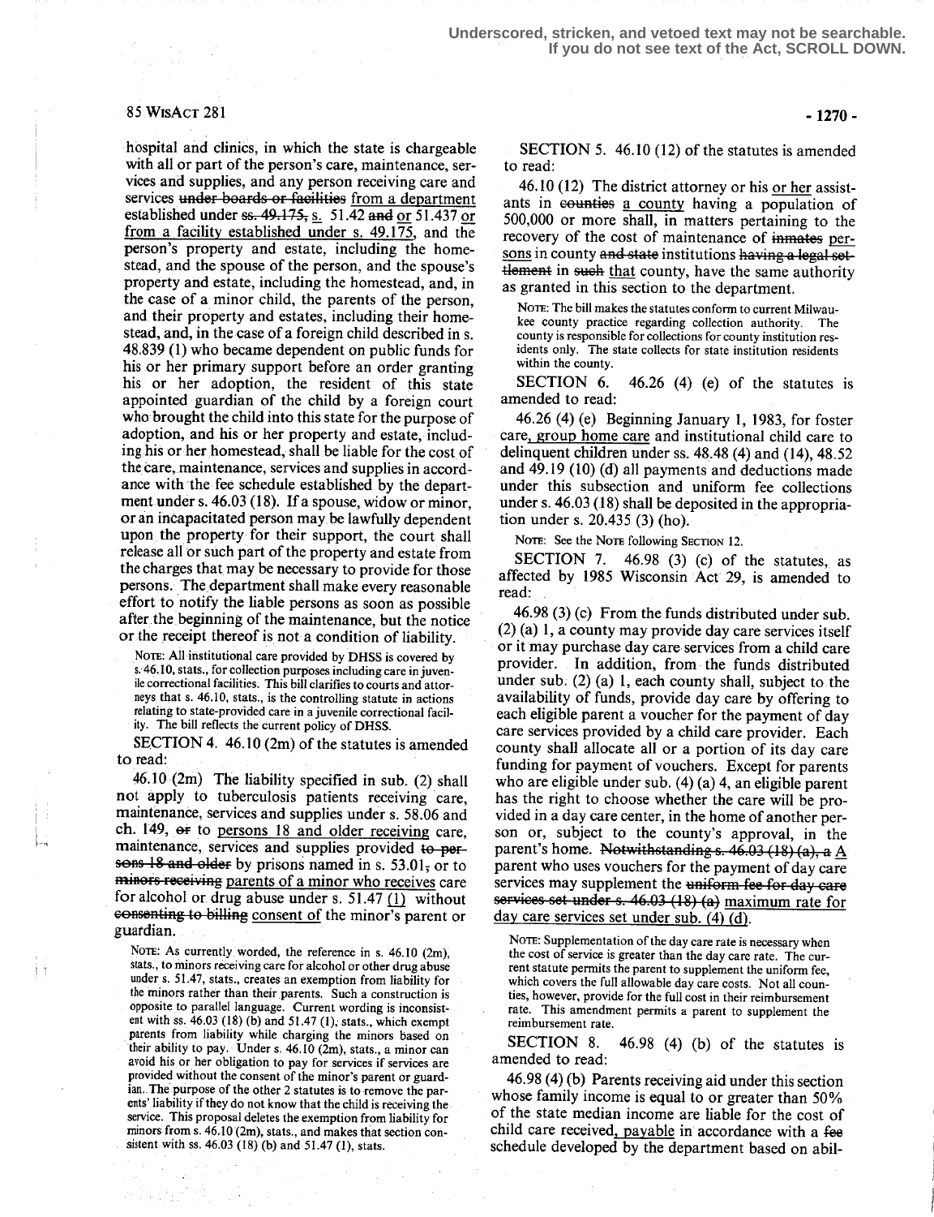hospital and clinics, in which the state is chargeable with all or part of the person's care, maintenance, services and supplies, and any person receiving care and services ~~under boards or facilities~~ <u>from a department</u> established under ~~ss. 49.175,~~ <u>s.</u> 51.42 ~~and~~ <u>or</u> 51.437 <u>or from a facility established under s. 49.175</u>, and the person's property and estate, including the homestead, and the spouse of the person, and the spouse's property and estate, including the homestead, and, in the case of a minor child, the parents of the person, and their property and estates, including their homestead, and, in the case of a foreign child described in s. 48.839 (1) who became dependent on public funds for his or her primary support before an order granting his or her adoption, the resident of this state appointed guardian of the child by a foreign court who brought the child into this state for the purpose of adoption, and his or her property and estate, including his or her homestead, shall be liable for the cost of the care, maintenance, services and supplies in accordance with the fee schedule established by the department under s. 46.03 (18). If a spouse, widow or minor, or an incapacitated person may be lawfully dependent upon the property for their support, the court shall release all or such part of the property and estate from the charges that may be necessary to provide for those persons. The department shall make every reasonable effort to notify the liable persons as soon as possible after the beginning of the maintenance, but the notice or the receipt thereof is not a condition of liability.

NOTE: All institutional care provided by DHSS is covered by s. 46.10, stats., for collection purposes including care in juvenile correctional facilities. This bill clarifies to courts and attorneys that s. 46.10, stats., is the controlling statute in actions relating to state-provided care in a juvenile correctional facility. The bill reflects the current policy of DHSS.

SECTION 4. 46.10 (2m) of the statutes is amended to read:

46.10 (2m) The liability specified in sub. (2) shall not apply to tuberculosis patients receiving care, maintenance, services and supplies under s. 58.06 and ch. 149, ~~or~~ to <u>persons 18 and older receiving</u> care, maintenance, services and supplies provided ~~to persons 18 and older~~ by prisons named in s. 53.01~~,~~ or to ~~minors receiving~~ <u>parents of a minor who receives</u> care for alcohol or drug abuse under s. 51.47 <u>(1)</u> without ~~consenting to billing~~ <u>consent of</u> the minor's parent or guardian.

NOTE: As currently worded, the reference in s. 46.10 (2m), stats., to minors receiving care for alcohol or other drug abuse under s. 51.47, stats., creates an exemption from liability for the minors rather than their parents. Such a construction is opposite to parallel language. Current wording is inconsistent with ss. 46.03 (18) (b) and 51.47 (1), stats., which exempt parents from liability while charging the minors based on their ability to pay. Under s. 46.10 (2m), stats., a minor can avoid his or her obligation to pay for services if services are provided without the consent of the minor's parent or guardian. The purpose of the other 2 statutes is to remove the parents' liability if they do not know that the child is receiving the service. This proposal deletes the exemption from liability for minors from s. 46.10 (2m), stats., and makes that section consistent with ss. 46.03 (18) (b) and 51.47 (1), stats.

SECTION 5. 46.10 (12) of the statutes is amended to read:

46.10 (12) The district attorney or his <u>or her</u> assistants in ~~counties~~ <u>a county</u> having a population of 500,000 or more shall, in matters pertaining to the recovery of the cost of maintenance of ~~inmates~~ <u>persons</u> in county ~~and state~~ institutions ~~having a legal settlement~~ in ~~such~~ <u>that</u> county, have the same authority as granted in this section to the department.

NOTE: The bill makes the statutes conform to current Milwaukee county practice regarding collection authority. The county is responsible for collections for county institution residents only. The state collects for state institution residents within the county.

SECTION 6. 46.26 (4) (e) of the statutes is amended to read:

46.26 (4) (e) Beginning January 1, 1983, for foster care<u>, group home care</u> and institutional child care to delinquent children under ss. 48.48 (4) and (14), 48.52 and 49.19 (10) (d) all payments and deductions made under this subsection and uniform fee collections under s. 46.03 (18) shall be deposited in the appropriation under s. 20.435 (3) (ho).

NOTE: See the NOTE following SECTION 12.

SECTION 7. 46.98 (3) (c) of the statutes, as affected by 1985 Wisconsin Act 29, is amended to read:

46.98 (3) (c) From the funds distributed under sub. (2) (a) 1, a county may provide day care services itself or it may purchase day care services from a child care provider. In addition, from the funds distributed under sub. (2) (a) 1, each county shall, subject to the availability of funds, provide day care by offering to each eligible parent a voucher for the payment of day care services provided by a child care provider. Each county shall allocate all or a portion of its day care funding for payment of vouchers. Except for parents who are eligible under sub. (4) (a) 4, an eligible parent has the right to choose whether the care will be provided in a day care center, in the home of another person or, subject to the county's approval, in the parent's home. ~~Notwithstanding s. 46.03 (18) (a), a~~ <u>A</u> parent who uses vouchers for the payment of day care services may supplement the ~~uniform fee for day care services set under s. 46.03 (18) (a)~~ <u>maximum rate for day care services set under sub. (4) (d)</u>.

NOTE: Supplementation of the day care rate is necessary when the cost of service is greater than the day care rate. The current statute permits the parent to supplement the uniform fee, which covers the full allowable day care costs. Not all counties, however, provide for the full cost in their reimbursement rate. This amendment permits a parent to supplement the reimbursement rate.

SECTION 8. 46.98 (4) (b) of the statutes is amended to read:

46.98 (4) (b) Parents receiving aid under this section whose family income is equal to or greater than 50% of the state median income are liable for the cost of child care received<u>, payable</u> in accordance with a ~~fee~~ schedule developed by the department based on abil-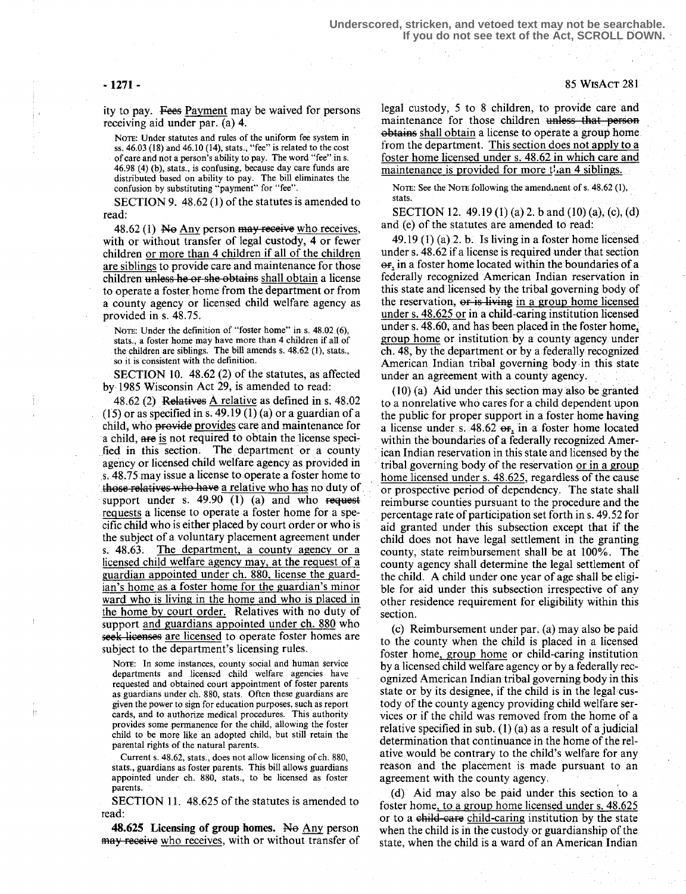ity to pay. ~~Fees~~ Payment may be waived for persons receiving aid under par. (a) 4.

NOTE: Under statutes and rules of the uniform fee system in ss. 46.03 (18) and 46.10 (14), stats., "fee" is related to the cost of care and not a person's ability to pay. The word "fee" in s. 46.98 (4) (b), stats., is confusing, because day care funds are distributed based on ability to pay. The bill eliminates the confusion by substituting "payment" for "fee".

SECTION 9. 48.62 (1) of the statutes is amended to read:

48.62 (1) ~~No~~ Any person ~~may receive~~ who receives, with or without transfer of legal custody, 4 or fewer children or more than 4 children if all of the children are siblings to provide care and maintenance for those children ~~unless he or she obtains~~ shall obtain a license to operate a foster home from the department or from a county agency or licensed child welfare agency as provided in s. 48.75.

NOTE: Under the definition of "foster home" in s. 48.02 (6), stats., a foster home may have more than 4 children if all of the children are siblings. The bill amends s. 48.62 (1), stats., so it is consistent with the definition.

SECTION 10. 48.62 (2) of the statutes, as affected by 1985 Wisconsin Act 29, is amended to read:

48.62 (2) ~~Relatives~~ A relative as defined in s. 48.02 (15) or as specified in s. 49.19 (1) (a) or a guardian of a child, who ~~provide~~ provides care and maintenance for a child, ~~are~~ is not required to obtain the license specified in this section. The department or a county agency or licensed child welfare agency as provided in s. 48.75 may issue a license to operate a foster home to ~~those relatives who have~~ a relative who has no duty of support under s. 49.90 (1) (a) and who ~~request~~ requests a license to operate a foster home for a specific child who is either placed by court order or who is the subject of a voluntary placement agreement under s. 48.63. The department, a county agency or a licensed child welfare agency may, at the request of a guardian appointed under ch. 880, license the guardian's home as a foster home for the guardian's minor ward who is living in the home and who is placed in the home by court order. Relatives with no duty of support and guardians appointed under ch. 880 who ~~seek licenses~~ are licensed to operate foster homes are subject to the department's licensing rules.

NOTE: In some instances, county social and human service departments and licensed child welfare agencies have requested and obtained court appointment of foster parents as guardians under ch. 880, stats. Often these guardians are given the power to sign for education purposes, such as report cards, and to authorize medical procedures. This authority provides some permanence for the child, allowing the foster child to be more like an adopted child, but still retain the parental rights of the natural parents.

Current s. 48.62, stats., does not allow licensing of ch. 880, stats., guardians as foster parents. This bill allows guardians appointed under ch. 880, stats., to be licensed as foster parents.

SECTION 11. 48.625 of the statutes is amended to read:

**48.625 Licensing of group homes.** ~~No~~ Any person ~~may receive~~ who receives, with or without transfer of legal custody, 5 to 8 children, to provide care and maintenance for those children ~~unless that person obtains~~ shall obtain a license to operate a group home from the department. This section does not apply to a foster home licensed under s. 48.62 in which care and maintenance is provided for more than 4 siblings.

NOTE: See the NOTE following the amendment of s. 48.62 (1), stats.

SECTION 12. 49.19 (1) (a) 2. b and (10) (a), (c), (d) and (e) of the statutes are amended to read:

49.19 (1) (a) 2. b. Is living in a foster home licensed under s. 48.62 if a license is required under that section ~~or~~, in a foster home located within the boundaries of a federally recognized American Indian reservation in this state and licensed by the tribal governing body of the reservation, ~~or is living~~ in a group home licensed under s. 48.625 or in a child-caring institution licensed under s. 48.60, and has been placed in the foster home, group home or institution by a county agency under ch. 48, by the department or by a federally recognized American Indian tribal governing body in this state under an agreement with a county agency.

(10) (a) Aid under this section may also be granted to a nonrelative who cares for a child dependent upon the public for proper support in a foster home having a license under s. 48.62 ~~or~~, in a foster home located within the boundaries of a federally recognized American Indian reservation in this state and licensed by the tribal governing body of the reservation or in a group home licensed under s. 48.625, regardless of the cause or prospective period of dependency. The state shall reimburse counties pursuant to the procedure and the percentage rate of participation set forth in s. 49.52 for aid granted under this subsection except that if the child does not have legal settlement in the granting county, state reimbursement shall be at 100%. The county agency shall determine the legal settlement of the child. A child under one year of age shall be eligible for aid under this subsection irrespective of any other residence requirement for eligibility within this section.

(c) Reimbursement under par. (a) may also be paid to the county when the child is placed in a licensed foster home, group home or child-caring institution by a licensed child welfare agency or by a federally recognized American Indian tribal governing body in this state or by its designee, if the child is in the legal custody of the county agency providing child welfare services or if the child was removed from the home of a relative specified in sub. (1) (a) as a result of a judicial determination that continuance in the home of the relative would be contrary to the child's welfare for any reason and the placement is made pursuant to an agreement with the county agency.

(d) Aid may also be paid under this section to a foster home, to a group home licensed under s. 48.625 or to a ~~child-care~~ child-caring institution by the state when the child is in the custody or guardianship of the state, when the child is a ward of an American Indian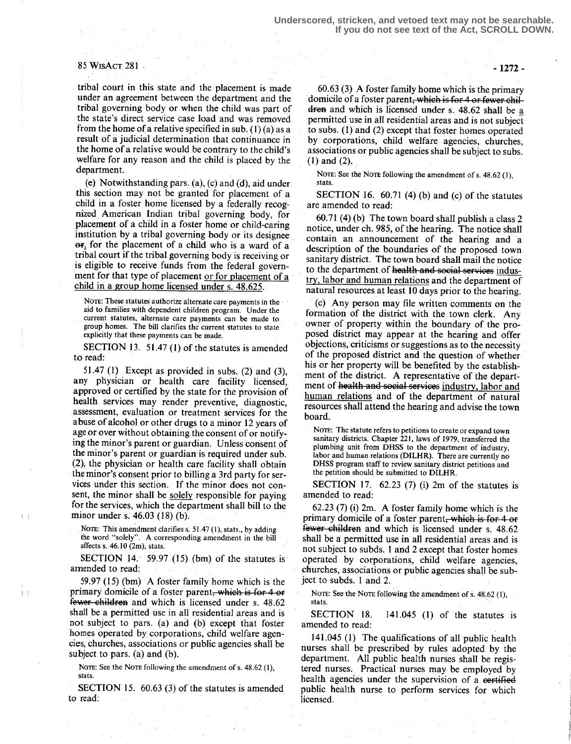tribal court in this state and the placement is made under an agreement between the department and the tribal governing body or when the child was part of the state's direct service case load and was removed from the home of a relative specified in sub. (1) (a) as a result of a judicial determination that continuance in the home of a relative would be contrary to the child's welfare for any reason and the child is placed by the department.

(e) Notwithstanding pars. (a), (c) and (d), aid under this section may not be granted for placement of a child in a foster home licensed by a federally recognized American Indian tribal governing body, for placement of a child in a foster home or child-caring institution by a tribal governing body or its designee ~~or~~, for the placement of a child who is a ward of a tribal court if the tribal governing body is receiving or is eligible to receive funds from the federal government for that type of placement or for placement of a child in a group home licensed under s. 48.625.

NOTE: These statutes authorize alternate care payments in the aid to families with dependent children program. Under the current statutes, alternate care payments can be made to group homes. The bill clarifies the current statutes to state explicitly that these payments can be made.

SECTION 13. 51.47 (1) of the statutes is amended to read:

51.47 (1) Except as provided in subs. (2) and (3), any physician or health care facility licensed, approved or certified by the state for the provision of health services may render preventive, diagnostic, assessment, evaluation or treatment services for the abuse of alcohol or other drugs to a minor 12 years of age or over without obtaining the consent of or notifying the minor's parent or guardian. Unless consent of the minor's parent or guardian is required under sub. (2), the physician or health care facility shall obtain the minor's consent prior to billing a 3rd party for services under this section. If the minor does not consent, the minor shall be solely responsible for paying for the services, which the department shall bill to the minor under s. 46.03 (18) (b).

NOTE: This amendment clarifies s. 51.47 (1), stats., by adding the word "solely". A corresponding amendment in the bill affects s. 46.10 (2m), stats.

SECTION 14. 59.97 (15) (bm) of the statutes is amended to read:

59.97 (15) (bm) A foster family home which is the primary domicile of a foster parent~~, which is for 4 or fewer children~~ and which is licensed under s. 48.62 shall be a permitted use in all residential areas and is not subject to pars. (a) and (b) except that foster homes operated by corporations, child welfare agencies, churches, associations or public agencies shall be subject to pars. (a) and (b).

NOTE: See the NOTE following the amendment of s. 48.62 (1), stats.

SECTION 15. 60.63 (3) of the statutes is amended to read:

60.63 (3) A foster family home which is the primary domicile of a foster parent~~, which is for 4 or fewer children~~ and which is licensed under s. 48.62 shall be a permitted use in all residential areas and is not subject to subs. (1) and (2) except that foster homes operated by corporations, child welfare agencies, churches, associations or public agencies shall be subject to subs. (1) and (2).

NOTE: See the NOTE following the amendment of s. 48.62 (1), stats.

SECTION 16. 60.71 (4) (b) and (c) of the statutes are amended to read:

60.71 (4) (b) The town board shall publish a class 2 notice, under ch. 985, of the hearing. The notice shall contain an announcement of the hearing and a description of the boundaries of the proposed town sanitary district. The town board shall mail the notice to the department of ~~health and social services~~ industry, labor and human relations and the department of natural resources at least 10 days prior to the hearing.

(c) Any person may file written comments on the formation of the district with the town clerk. Any owner of property within the boundary of the proposed district may appear at the hearing and offer objections, criticisms or suggestions as to the necessity of the proposed district and the question of whether his or her property will be benefited by the establishment of the district. A representative of the department of ~~health and social services~~ industry, labor and human relations and of the department of natural resources shall attend the hearing and advise the town board.

NOTE: The statute refers to petitions to create or expand town sanitary districts. Chapter 221, laws of 1979, transferred the plumbing unit from DHSS to the department of industry, labor and human relations (DILHR). There are currently no DHSS program staff to review sanitary district petitions and the petition should be submitted to DILHR.

SECTION 17. 62.23 (7) (i) 2m of the statutes is amended to read:

62.23 (7) (i) 2m. A foster family home which is the primary domicile of a foster parent~~, which is for 4 or fewer children~~ and which is licensed under s. 48.62 shall be a permitted use in all residential areas and is not subject to subds. 1 and 2 except that foster homes operated by corporations, child welfare agencies, churches, associations or public agencies shall be subject to subds. 1 and 2.

NOTE: See the NOTE following the amendment of s. 48.62 (1), stats.

SECTION 18. 141.045 (1) of the statutes is amended to read:

141.045 (1) The qualifications of all public health nurses shall be prescribed by rules adopted by the department. All public health nurses shall be registered nurses. Practical nurses may be employed by health agencies under the supervision of a ~~certified~~ public health nurse to perform services for which licensed.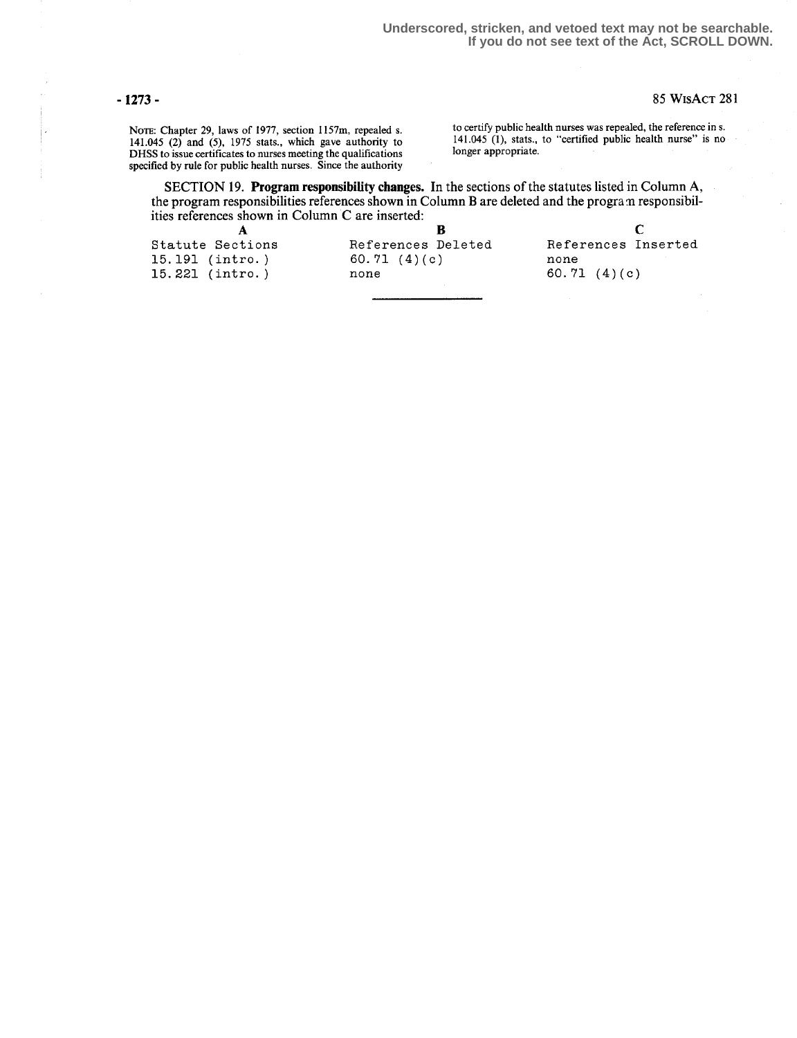NOTE: Chapter 29, laws of 1977, section 1157m, repealed s. 141.045 (2) and (5), 1975 stats., which gave authority to DHSS to issue certificates to nurses meeting the qualifications specified by rule for public health nurses. Since the authority to certify public health nurses was repealed, the reference in s. 141.045 (1), stats., to "certified public health nurse" is no longer appropriate.

SECTION 19. **Program responsibility changes.** In the sections of the statutes listed in Column A, the program responsibilities references shown in Column B are deleted and the program responsibilities references shown in Column C are inserted:

| A | B | C |
|---|---|---|
| Statute Sections | References Deleted | References Inserted |
| 15.191 (intro.) | 60.71 (4)(c) | none |
| 15.221 (intro.) | none | 60.71 (4)(c) |